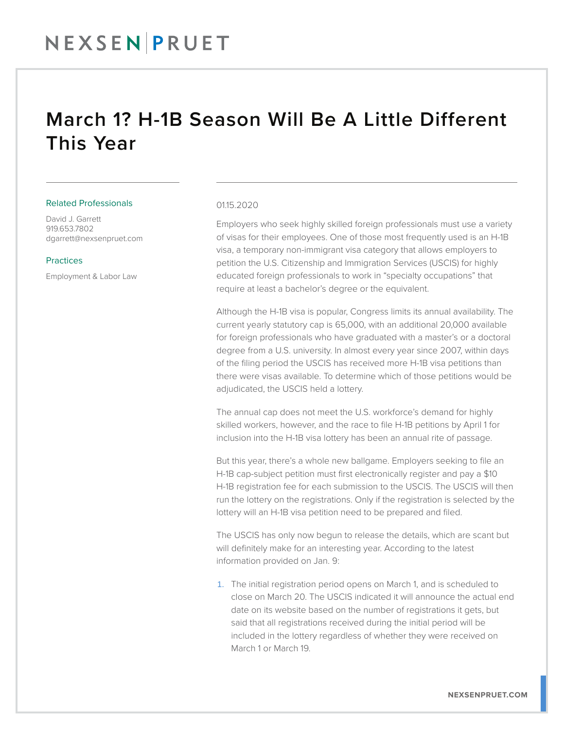# March 1? H-1B Season Will Be A Little Different This Year

**Related Professionals**

David J. Garrett
919.653.7802
dgarrett@nexsenpruet.com

**Practices**

Employment & Labor Law

01.15.2020

Employers who seek highly skilled foreign professionals must use a variety of visas for their employees. One of those most frequently used is an H-1B visa, a temporary non-immigrant visa category that allows employers to petition the U.S. Citizenship and Immigration Services (USCIS) for highly educated foreign professionals to work in "specialty occupations" that require at least a bachelor's degree or the equivalent.

Although the H-1B visa is popular, Congress limits its annual availability. The current yearly statutory cap is 65,000, with an additional 20,000 available for foreign professionals who have graduated with a master's or a doctoral degree from a U.S. university. In almost every year since 2007, within days of the filing period the USCIS has received more H-1B visa petitions than there were visas available. To determine which of those petitions would be adjudicated, the USCIS held a lottery.

The annual cap does not meet the U.S. workforce's demand for highly skilled workers, however, and the race to file H-1B petitions by April 1 for inclusion into the H-1B visa lottery has been an annual rite of passage.

But this year, there's a whole new ballgame. Employers seeking to file an H-1B cap-subject petition must first electronically register and pay a $10 H-1B registration fee for each submission to the USCIS. The USCIS will then run the lottery on the registrations. Only if the registration is selected by the lottery will an H-1B visa petition need to be prepared and filed.

The USCIS has only now begun to release the details, which are scant but will definitely make for an interesting year. According to the latest information provided on Jan. 9:

1. The initial registration period opens on March 1, and is scheduled to close on March 20. The USCIS indicated it will announce the actual end date on its website based on the number of registrations it gets, but said that all registrations received during the initial period will be included in the lottery regardless of whether they were received on March 1 or March 19.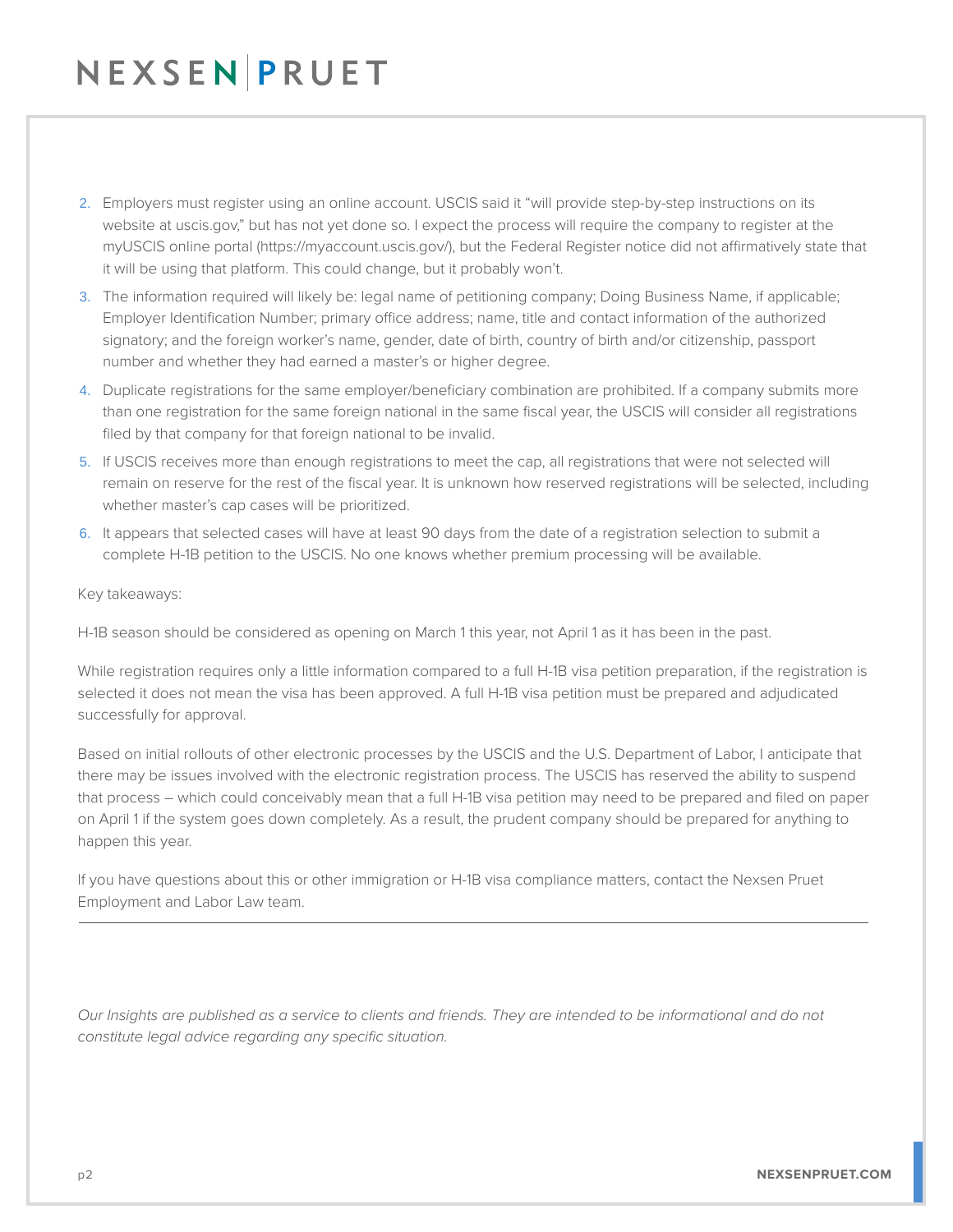2. Employers must register using an online account. USCIS said it "will provide step-by-step instructions on its website at uscis.gov," but has not yet done so. I expect the process will require the company to register at the myUSCIS online portal (https://myaccount.uscis.gov/), but the Federal Register notice did not affirmatively state that it will be using that platform. This could change, but it probably won't.
3. The information required will likely be: legal name of petitioning company; Doing Business Name, if applicable; Employer Identification Number; primary office address; name, title and contact information of the authorized signatory; and the foreign worker's name, gender, date of birth, country of birth and/or citizenship, passport number and whether they had earned a master's or higher degree.
4. Duplicate registrations for the same employer/beneficiary combination are prohibited. If a company submits more than one registration for the same foreign national in the same fiscal year, the USCIS will consider all registrations filed by that company for that foreign national to be invalid.
5. If USCIS receives more than enough registrations to meet the cap, all registrations that were not selected will remain on reserve for the rest of the fiscal year. It is unknown how reserved registrations will be selected, including whether master's cap cases will be prioritized.
6. It appears that selected cases will have at least 90 days from the date of a registration selection to submit a complete H-1B petition to the USCIS. No one knows whether premium processing will be available.

Key takeaways:

H-1B season should be considered as opening on March 1 this year, not April 1 as it has been in the past.

While registration requires only a little information compared to a full H-1B visa petition preparation, if the registration is selected it does not mean the visa has been approved. A full H-1B visa petition must be prepared and adjudicated successfully for approval.

Based on initial rollouts of other electronic processes by the USCIS and the U.S. Department of Labor, I anticipate that there may be issues involved with the electronic registration process. The USCIS has reserved the ability to suspend that process – which could conceivably mean that a full H-1B visa petition may need to be prepared and filed on paper on April 1 if the system goes down completely. As a result, the prudent company should be prepared for anything to happen this year.

If you have questions about this or other immigration or H-1B visa compliance matters, contact the Nexsen Pruet Employment and Labor Law team.

---

*Our Insights are published as a service to clients and friends. They are intended to be informational and do not constitute legal advice regarding any specific situation.*